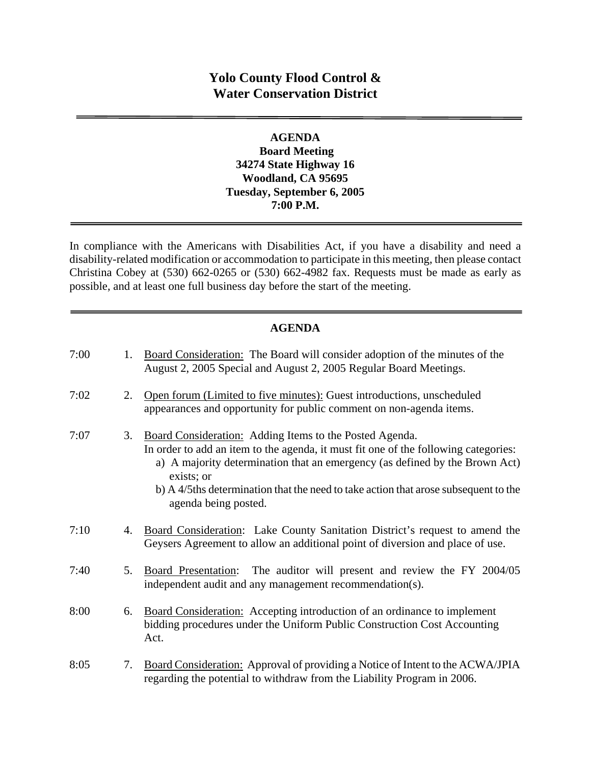# Yolo County Flood Control & Water Conservation District

---

**AGENDA**
**Board Meeting**
**34274 State Highway 16**
**Woodland, CA 95695**
**Tuesday, September 6, 2005**
**7:00 P.M.**

---

In compliance with the Americans with Disabilities Act, if you have a disability and need a disability-related modification or accommodation to participate in this meeting, then please contact Christina Cobey at (530) 662-0265 or (530) 662-4982 fax. Requests must be made as early as possible, and at least one full business day before the start of the meeting.

---

## AGENDA

7:00 1. Board Consideration: The Board will consider adoption of the minutes of the August 2, 2005 Special and August 2, 2005 Regular Board Meetings.

7:02 2. Open forum (Limited to five minutes): Guest introductions, unscheduled appearances and opportunity for public comment on non-agenda items.

7:07 3. Board Consideration: Adding Items to the Posted Agenda.
In order to add an item to the agenda, it must fit one of the following categories:
   a) A majority determination that an emergency (as defined by the Brown Act) exists; or
   b) A 4/5ths determination that the need to take action that arose subsequent to the agenda being posted.

7:10 4. Board Consideration: Lake County Sanitation District's request to amend the Geysers Agreement to allow an additional point of diversion and place of use.

7:40 5. Board Presentation: The auditor will present and review the FY 2004/05 independent audit and any management recommendation(s).

8:00 6. Board Consideration: Accepting introduction of an ordinance to implement bidding procedures under the Uniform Public Construction Cost Accounting Act.

8:05 7. Board Consideration: Approval of providing a Notice of Intent to the ACWA/JPIA regarding the potential to withdraw from the Liability Program in 2006.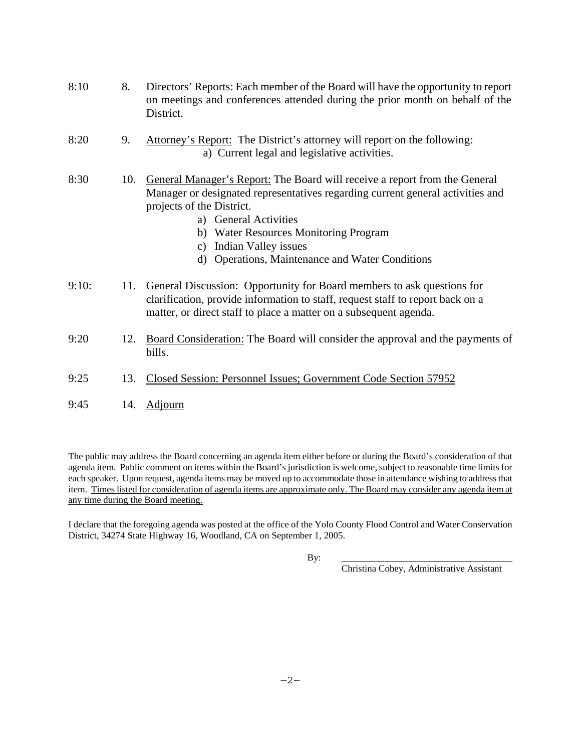8:10 8. <u>Directors' Reports:</u> Each member of the Board will have the opportunity to report on meetings and conferences attended during the prior month on behalf of the District.

8:20 9. <u>Attorney's Report:</u> The District's attorney will report on the following:
   a) Current legal and legislative activities.

8:30 10. <u>General Manager's Report:</u> The Board will receive a report from the General Manager or designated representatives regarding current general activities and projects of the District.
   a) General Activities
   b) Water Resources Monitoring Program
   c) Indian Valley issues
   d) Operations, Maintenance and Water Conditions

9:10: 11. <u>General Discussion:</u> Opportunity for Board members to ask questions for clarification, provide information to staff, request staff to report back on a matter, or direct staff to place a matter on a subsequent agenda.

9:20 12. <u>Board Consideration:</u> The Board will consider the approval and the payments of bills.

9:25 13. <u>Closed Session: Personnel Issues; Government Code Section 57952</u>

9:45 14. <u>Adjourn</u>

The public may address the Board concerning an agenda item either before or during the Board's consideration of that agenda item. Public comment on items within the Board's jurisdiction is welcome, subject to reasonable time limits for each speaker. Upon request, agenda items may be moved up to accommodate those in attendance wishing to address that item. <u>Times listed for consideration of agenda items are approximate only. The Board may consider any agenda item at any time during the Board meeting.</u>

I declare that the foregoing agenda was posted at the office of the Yolo County Flood Control and Water Conservation District, 34274 State Highway 16, Woodland, CA on September 1, 2005.

By: ___________________________________
Christina Cobey, Administrative Assistant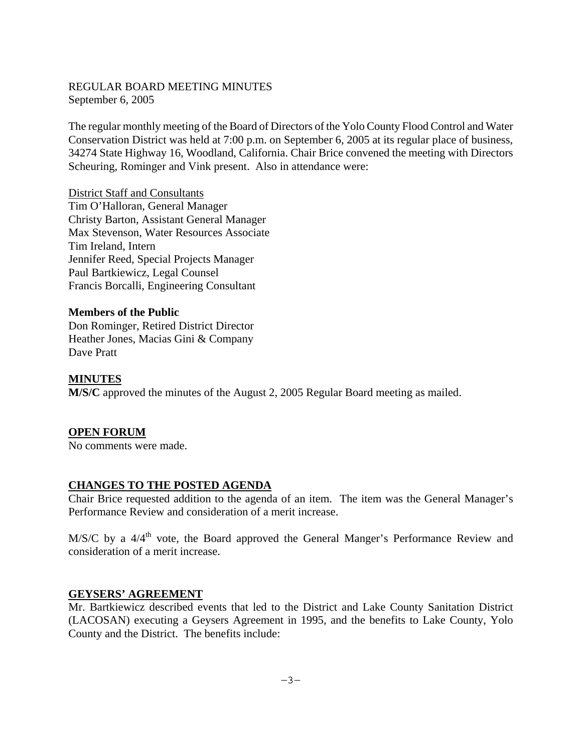REGULAR BOARD MEETING MINUTES
September 6, 2005

The regular monthly meeting of the Board of Directors of the Yolo County Flood Control and Water Conservation District was held at 7:00 p.m. on September 6, 2005 at its regular place of business, 34274 State Highway 16, Woodland, California. Chair Brice convened the meeting with Directors Scheuring, Rominger and Vink present. Also in attendance were:

District Staff and Consultants
Tim O'Halloran, General Manager
Christy Barton, Assistant General Manager
Max Stevenson, Water Resources Associate
Tim Ireland, Intern
Jennifer Reed, Special Projects Manager
Paul Bartkiewicz, Legal Counsel
Francis Borcalli, Engineering Consultant

**Members of the Public**
Don Rominger, Retired District Director
Heather Jones, Macias Gini & Company
Dave Pratt

**MINUTES**
**M/S/C** approved the minutes of the August 2, 2005 Regular Board meeting as mailed.

**OPEN FORUM**
No comments were made.

**CHANGES TO THE POSTED AGENDA**
Chair Brice requested addition to the agenda of an item. The item was the General Manager's Performance Review and consideration of a merit increase.

M/S/C by a 4/4th vote, the Board approved the General Manger's Performance Review and consideration of a merit increase.

**GEYSERS' AGREEMENT**
Mr. Bartkiewicz described events that led to the District and Lake County Sanitation District (LACOSAN) executing a Geysers Agreement in 1995, and the benefits to Lake County, Yolo County and the District. The benefits include: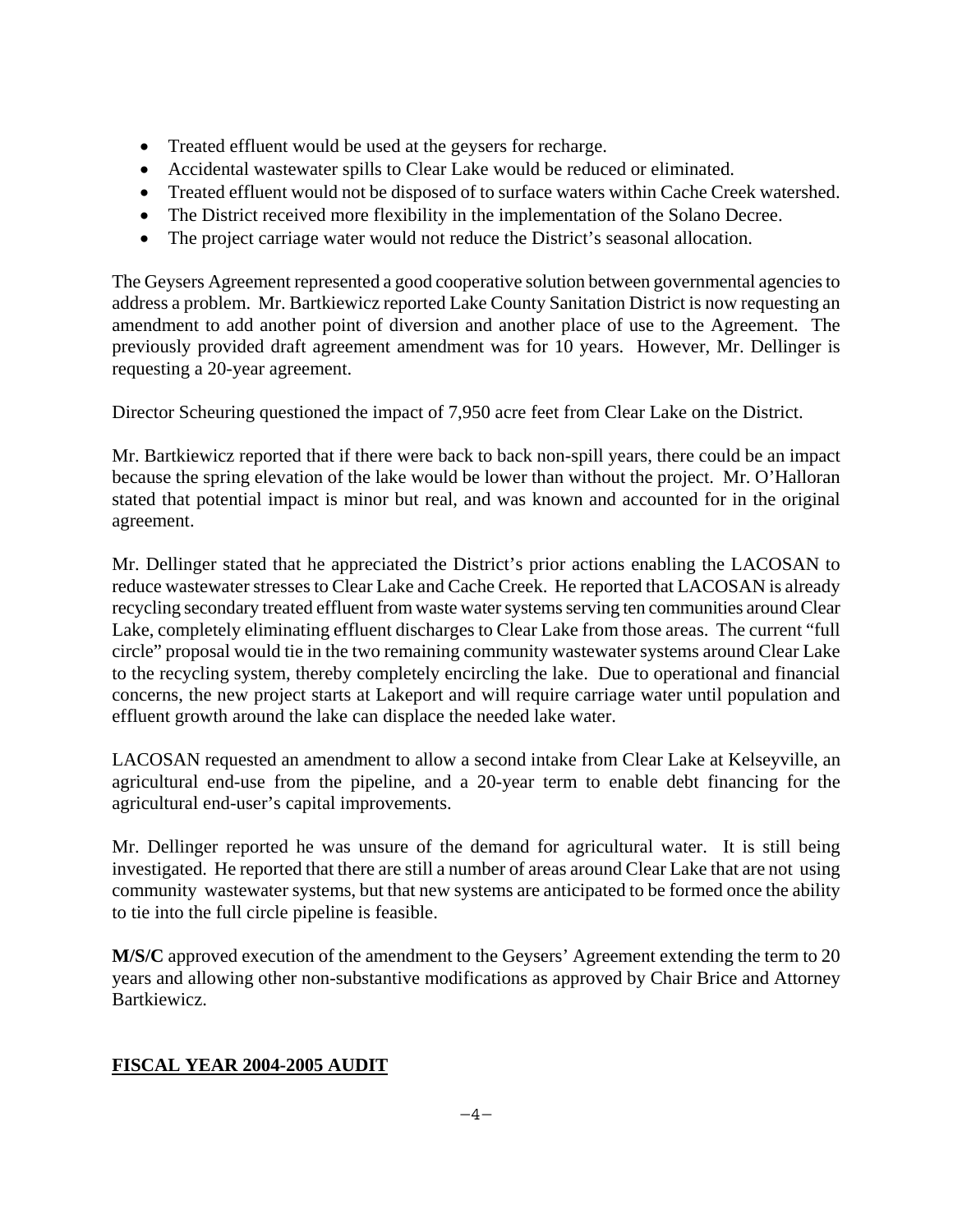- Treated effluent would be used at the geysers for recharge.
- Accidental wastewater spills to Clear Lake would be reduced or eliminated.
- Treated effluent would not be disposed of to surface waters within Cache Creek watershed.
- The District received more flexibility in the implementation of the Solano Decree.
- The project carriage water would not reduce the District's seasonal allocation.

The Geysers Agreement represented a good cooperative solution between governmental agencies to address a problem. Mr. Bartkiewicz reported Lake County Sanitation District is now requesting an amendment to add another point of diversion and another place of use to the Agreement. The previously provided draft agreement amendment was for 10 years. However, Mr. Dellinger is requesting a 20-year agreement.

Director Scheuring questioned the impact of 7,950 acre feet from Clear Lake on the District.

Mr. Bartkiewicz reported that if there were back to back non-spill years, there could be an impact because the spring elevation of the lake would be lower than without the project. Mr. O'Halloran stated that potential impact is minor but real, and was known and accounted for in the original agreement.

Mr. Dellinger stated that he appreciated the District's prior actions enabling the LACOSAN to reduce wastewater stresses to Clear Lake and Cache Creek. He reported that LACOSAN is already recycling secondary treated effluent from waste water systems serving ten communities around Clear Lake, completely eliminating effluent discharges to Clear Lake from those areas. The current "full circle" proposal would tie in the two remaining community wastewater systems around Clear Lake to the recycling system, thereby completely encircling the lake. Due to operational and financial concerns, the new project starts at Lakeport and will require carriage water until population and effluent growth around the lake can displace the needed lake water.

LACOSAN requested an amendment to allow a second intake from Clear Lake at Kelseyville, an agricultural end-use from the pipeline, and a 20-year term to enable debt financing for the agricultural end-user's capital improvements.

Mr. Dellinger reported he was unsure of the demand for agricultural water. It is still being investigated. He reported that there are still a number of areas around Clear Lake that are not using community wastewater systems, but that new systems are anticipated to be formed once the ability to tie into the full circle pipeline is feasible.

**M/S/C** approved execution of the amendment to the Geysers' Agreement extending the term to 20 years and allowing other non-substantive modifications as approved by Chair Brice and Attorney Bartkiewicz.

## FISCAL YEAR 2004-2005 AUDIT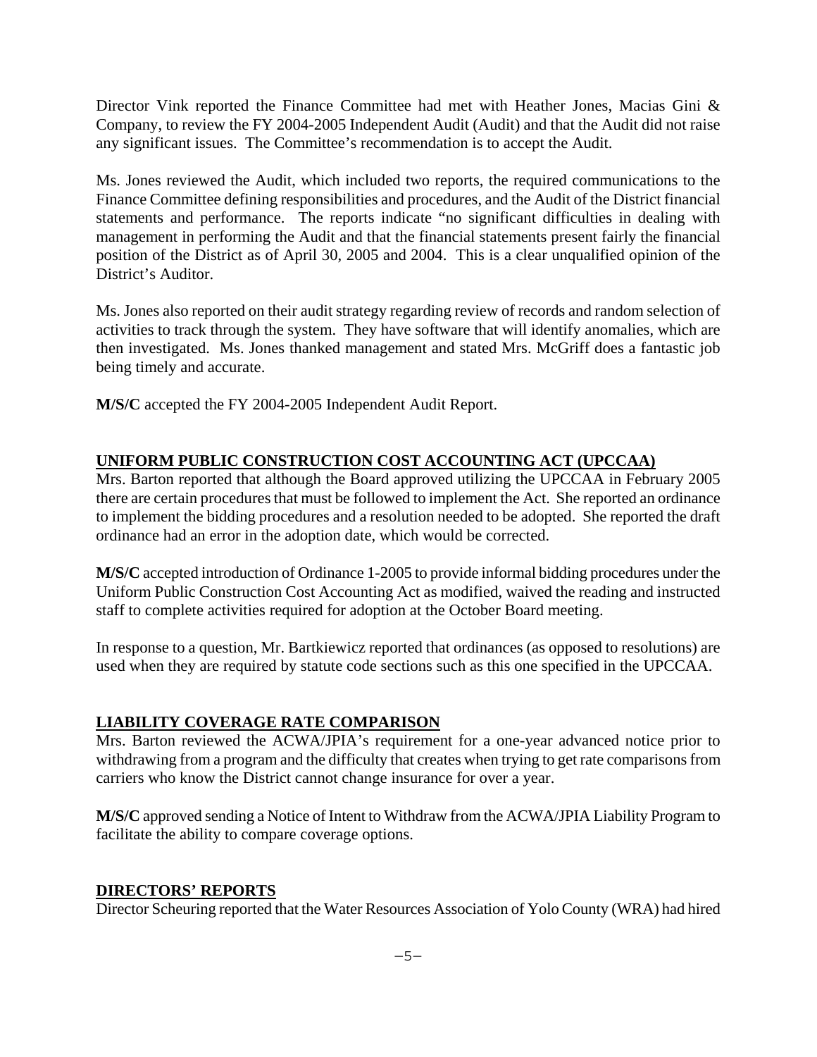Director Vink reported the Finance Committee had met with Heather Jones, Macias Gini & Company, to review the FY 2004-2005 Independent Audit (Audit) and that the Audit did not raise any significant issues. The Committee's recommendation is to accept the Audit.

Ms. Jones reviewed the Audit, which included two reports, the required communications to the Finance Committee defining responsibilities and procedures, and the Audit of the District financial statements and performance. The reports indicate "no significant difficulties in dealing with management in performing the Audit and that the financial statements present fairly the financial position of the District as of April 30, 2005 and 2004. This is a clear unqualified opinion of the District's Auditor.

Ms. Jones also reported on their audit strategy regarding review of records and random selection of activities to track through the system. They have software that will identify anomalies, which are then investigated. Ms. Jones thanked management and stated Mrs. McGriff does a fantastic job being timely and accurate.

**M/S/C** accepted the FY 2004-2005 Independent Audit Report.

## UNIFORM PUBLIC CONSTRUCTION COST ACCOUNTING ACT (UPCCAA)

Mrs. Barton reported that although the Board approved utilizing the UPCCAA in February 2005 there are certain procedures that must be followed to implement the Act. She reported an ordinance to implement the bidding procedures and a resolution needed to be adopted. She reported the draft ordinance had an error in the adoption date, which would be corrected.

**M/S/C** accepted introduction of Ordinance 1-2005 to provide informal bidding procedures under the Uniform Public Construction Cost Accounting Act as modified, waived the reading and instructed staff to complete activities required for adoption at the October Board meeting.

In response to a question, Mr. Bartkiewicz reported that ordinances (as opposed to resolutions) are used when they are required by statute code sections such as this one specified in the UPCCAA.

## LIABILITY COVERAGE RATE COMPARISON

Mrs. Barton reviewed the ACWA/JPIA's requirement for a one-year advanced notice prior to withdrawing from a program and the difficulty that creates when trying to get rate comparisons from carriers who know the District cannot change insurance for over a year.

**M/S/C** approved sending a Notice of Intent to Withdraw from the ACWA/JPIA Liability Program to facilitate the ability to compare coverage options.

## DIRECTORS' REPORTS

Director Scheuring reported that the Water Resources Association of Yolo County (WRA) had hired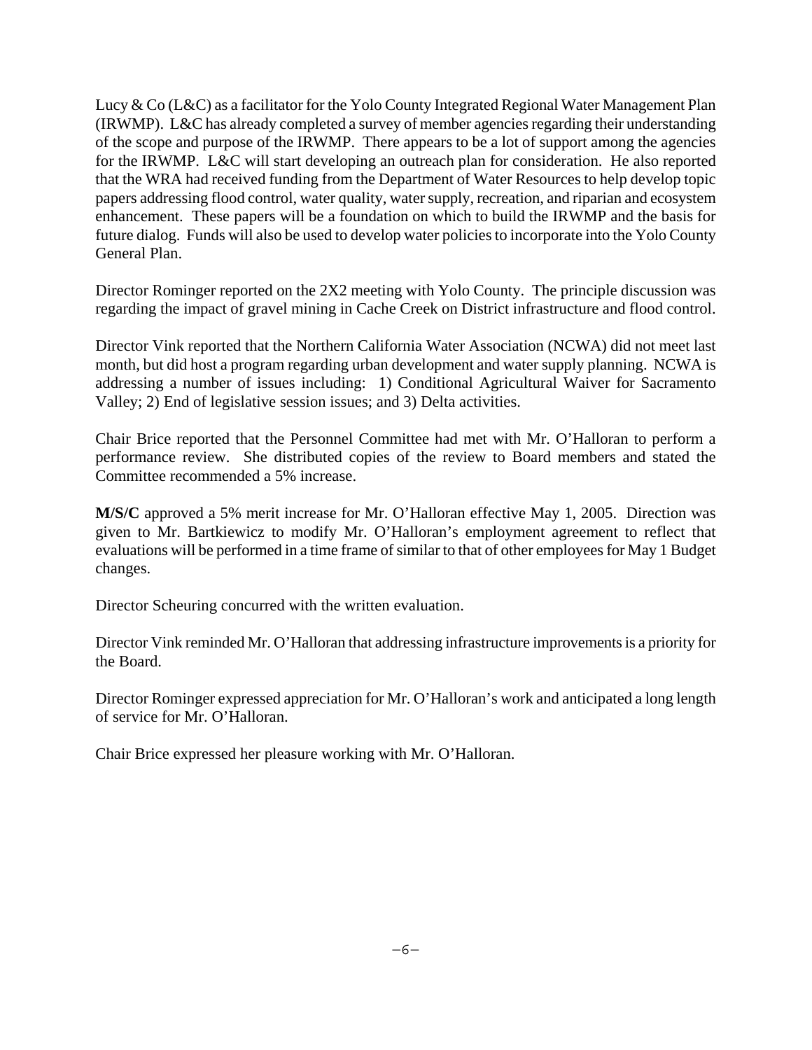Lucy & Co (L&C) as a facilitator for the Yolo County Integrated Regional Water Management Plan (IRWMP). L&C has already completed a survey of member agencies regarding their understanding of the scope and purpose of the IRWMP. There appears to be a lot of support among the agencies for the IRWMP. L&C will start developing an outreach plan for consideration. He also reported that the WRA had received funding from the Department of Water Resources to help develop topic papers addressing flood control, water quality, water supply, recreation, and riparian and ecosystem enhancement. These papers will be a foundation on which to build the IRWMP and the basis for future dialog. Funds will also be used to develop water policies to incorporate into the Yolo County General Plan.

Director Rominger reported on the 2X2 meeting with Yolo County. The principle discussion was regarding the impact of gravel mining in Cache Creek on District infrastructure and flood control.

Director Vink reported that the Northern California Water Association (NCWA) did not meet last month, but did host a program regarding urban development and water supply planning. NCWA is addressing a number of issues including: 1) Conditional Agricultural Waiver for Sacramento Valley; 2) End of legislative session issues; and 3) Delta activities.

Chair Brice reported that the Personnel Committee had met with Mr. O'Halloran to perform a performance review. She distributed copies of the review to Board members and stated the Committee recommended a 5% increase.

**M/S/C** approved a 5% merit increase for Mr. O'Halloran effective May 1, 2005. Direction was given to Mr. Bartkiewicz to modify Mr. O'Halloran's employment agreement to reflect that evaluations will be performed in a time frame of similar to that of other employees for May 1 Budget changes.

Director Scheuring concurred with the written evaluation.

Director Vink reminded Mr. O'Halloran that addressing infrastructure improvements is a priority for the Board.

Director Rominger expressed appreciation for Mr. O'Halloran's work and anticipated a long length of service for Mr. O'Halloran.

Chair Brice expressed her pleasure working with Mr. O'Halloran.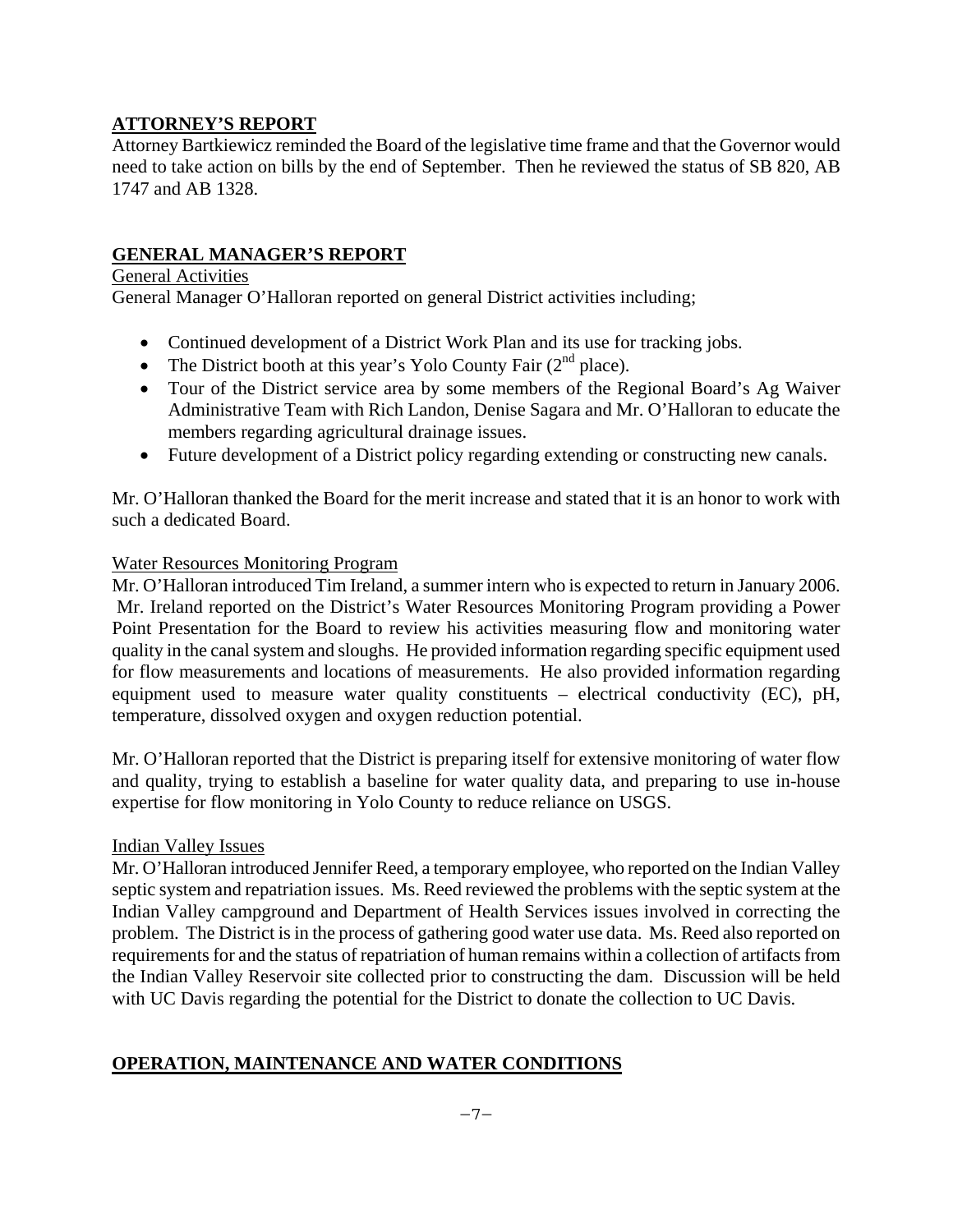## ATTORNEY'S REPORT

Attorney Bartkiewicz reminded the Board of the legislative time frame and that the Governor would need to take action on bills by the end of September. Then he reviewed the status of SB 820, AB 1747 and AB 1328.

## GENERAL MANAGER'S REPORT

General Activities

General Manager O'Halloran reported on general District activities including;

- Continued development of a District Work Plan and its use for tracking jobs.
- The District booth at this year's Yolo County Fair (2nd place).
- Tour of the District service area by some members of the Regional Board's Ag Waiver Administrative Team with Rich Landon, Denise Sagara and Mr. O'Halloran to educate the members regarding agricultural drainage issues.
- Future development of a District policy regarding extending or constructing new canals.

Mr. O'Halloran thanked the Board for the merit increase and stated that it is an honor to work with such a dedicated Board.

Water Resources Monitoring Program

Mr. O'Halloran introduced Tim Ireland, a summer intern who is expected to return in January 2006. Mr. Ireland reported on the District's Water Resources Monitoring Program providing a Power Point Presentation for the Board to review his activities measuring flow and monitoring water quality in the canal system and sloughs. He provided information regarding specific equipment used for flow measurements and locations of measurements. He also provided information regarding equipment used to measure water quality constituents – electrical conductivity (EC), pH, temperature, dissolved oxygen and oxygen reduction potential.

Mr. O'Halloran reported that the District is preparing itself for extensive monitoring of water flow and quality, trying to establish a baseline for water quality data, and preparing to use in-house expertise for flow monitoring in Yolo County to reduce reliance on USGS.

Indian Valley Issues

Mr. O'Halloran introduced Jennifer Reed, a temporary employee, who reported on the Indian Valley septic system and repatriation issues. Ms. Reed reviewed the problems with the septic system at the Indian Valley campground and Department of Health Services issues involved in correcting the problem. The District is in the process of gathering good water use data. Ms. Reed also reported on requirements for and the status of repatriation of human remains within a collection of artifacts from the Indian Valley Reservoir site collected prior to constructing the dam. Discussion will be held with UC Davis regarding the potential for the District to donate the collection to UC Davis.

## OPERATION, MAINTENANCE AND WATER CONDITIONS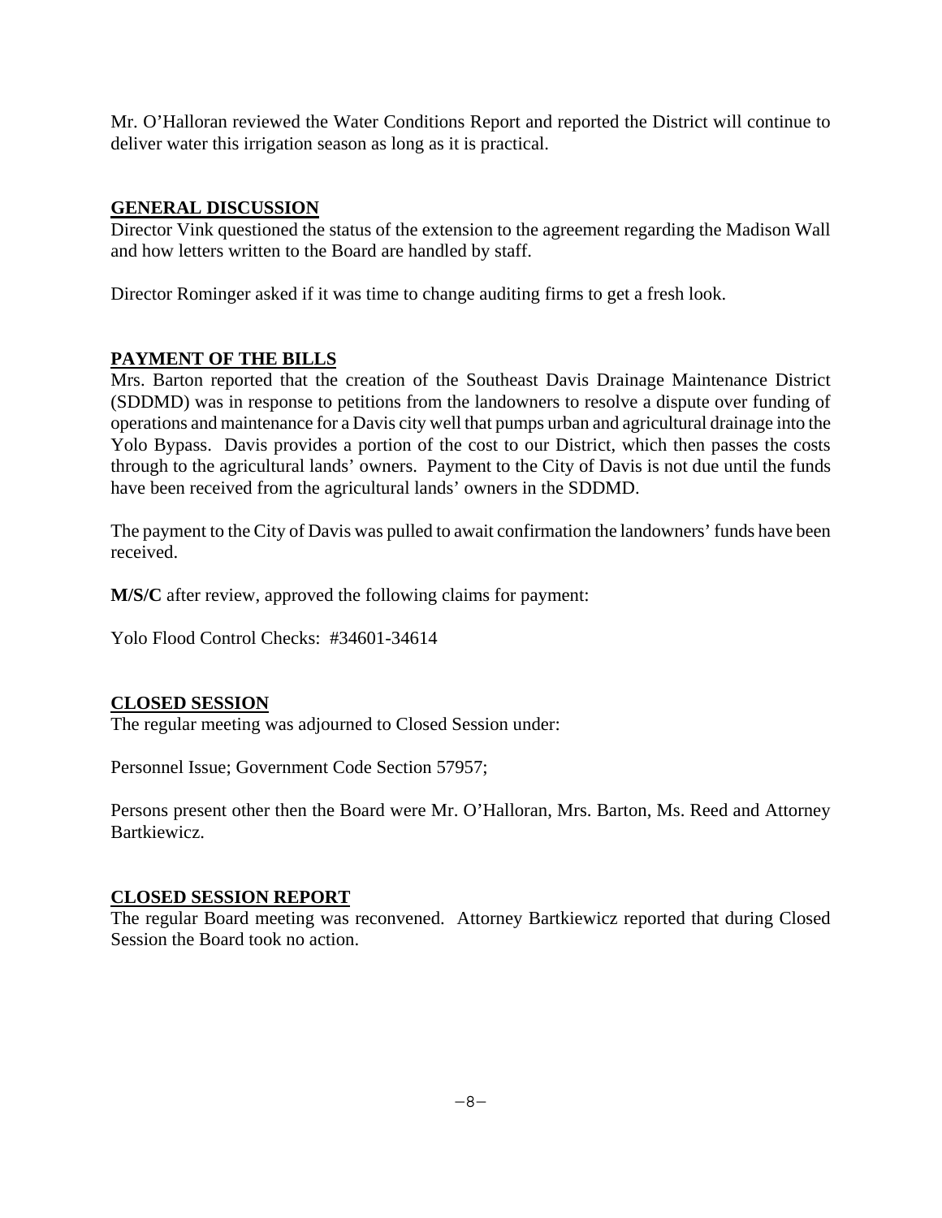Mr. O'Halloran reviewed the Water Conditions Report and reported the District will continue to deliver water this irrigation season as long as it is practical.

## GENERAL DISCUSSION

Director Vink questioned the status of the extension to the agreement regarding the Madison Wall and how letters written to the Board are handled by staff.

Director Rominger asked if it was time to change auditing firms to get a fresh look.

## PAYMENT OF THE BILLS

Mrs. Barton reported that the creation of the Southeast Davis Drainage Maintenance District (SDDMD) was in response to petitions from the landowners to resolve a dispute over funding of operations and maintenance for a Davis city well that pumps urban and agricultural drainage into the Yolo Bypass. Davis provides a portion of the cost to our District, which then passes the costs through to the agricultural lands' owners. Payment to the City of Davis is not due until the funds have been received from the agricultural lands' owners in the SDDMD.

The payment to the City of Davis was pulled to await confirmation the landowners' funds have been received.

**M/S/C** after review, approved the following claims for payment:

Yolo Flood Control Checks: #34601-34614

## CLOSED SESSION

The regular meeting was adjourned to Closed Session under:

Personnel Issue; Government Code Section 57957;

Persons present other then the Board were Mr. O'Halloran, Mrs. Barton, Ms. Reed and Attorney Bartkiewicz.

## CLOSED SESSION REPORT

The regular Board meeting was reconvened. Attorney Bartkiewicz reported that during Closed Session the Board took no action.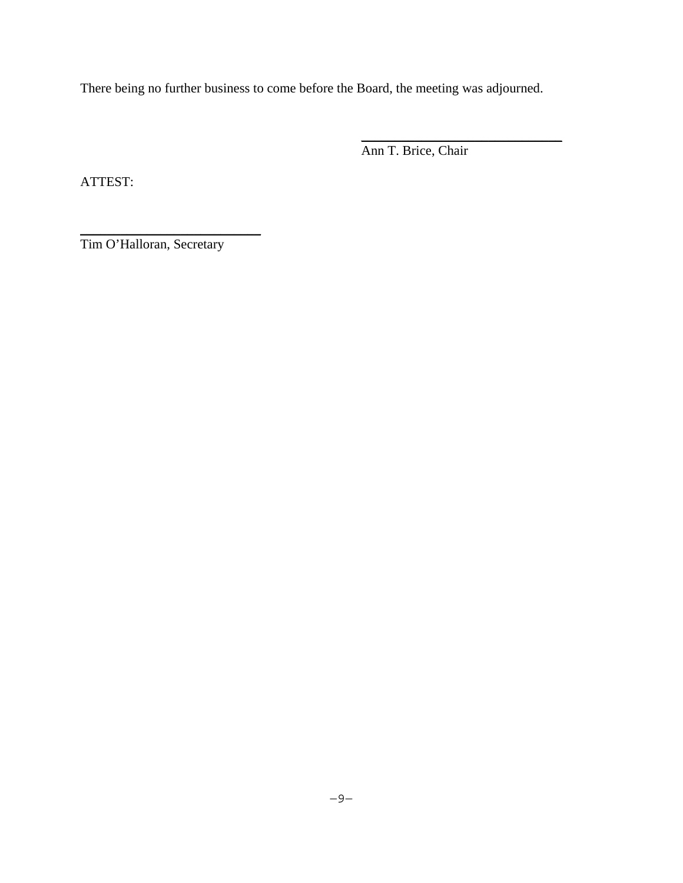There being no further business to come before the Board, the meeting was adjourned.

\_\_\_\_\_\_\_\_\_\_\_\_\_\_\_\_\_\_\_\_\_\_\_\_\_\_\_\_\_\_
Ann T. Brice, Chair

ATTEST:

\_\_\_\_\_\_\_\_\_\_\_\_\_\_\_\_\_\_\_\_\_\_\_\_\_\_\_\_
Tim O'Halloran, Secretary